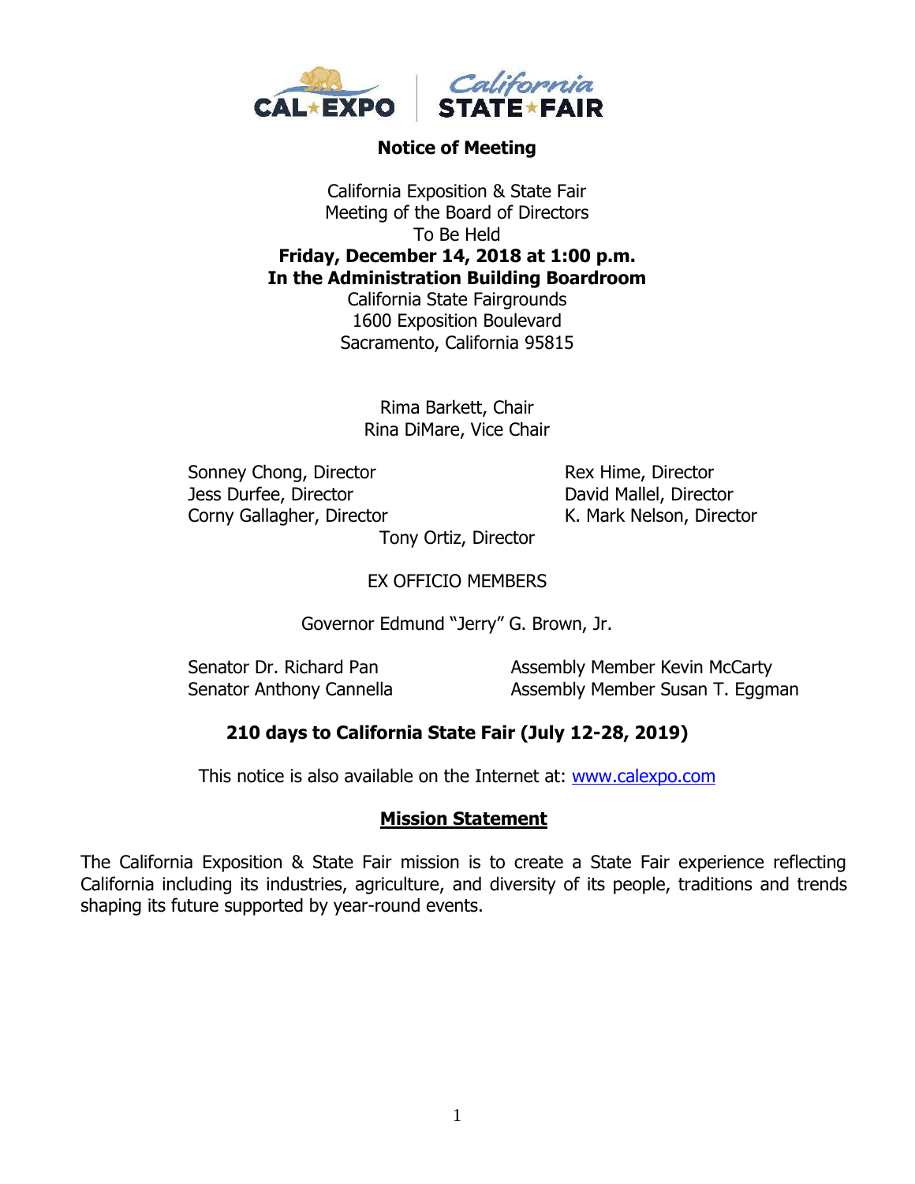CAL EXPO | California STATE FAIR

**Notice of Meeting**

California Exposition & State Fair
Meeting of the Board of Directors
To Be Held
**Friday, December 14, 2018 at 1:00 p.m.**
**In the Administration Building Boardroom**
California State Fairgrounds
1600 Exposition Boulevard
Sacramento, California 95815

Rima Barkett, Chair
Rina DiMare, Vice Chair

Sonney Chong, Director
Jess Durfee, Director
Corny Gallagher, Director
Rex Hime, Director
David Mallel, Director
K. Mark Nelson, Director
Tony Ortiz, Director

EX OFFICIO MEMBERS

Governor Edmund "Jerry" G. Brown, Jr.

Senator Dr. Richard Pan
Senator Anthony Cannella
Assembly Member Kevin McCarty
Assembly Member Susan T. Eggman

**210 days to California State Fair (July 12-28, 2019)**

This notice is also available on the Internet at: www.calexpo.com

**Mission Statement**

The California Exposition & State Fair mission is to create a State Fair experience reflecting California including its industries, agriculture, and diversity of its people, traditions and trends shaping its future supported by year-round events.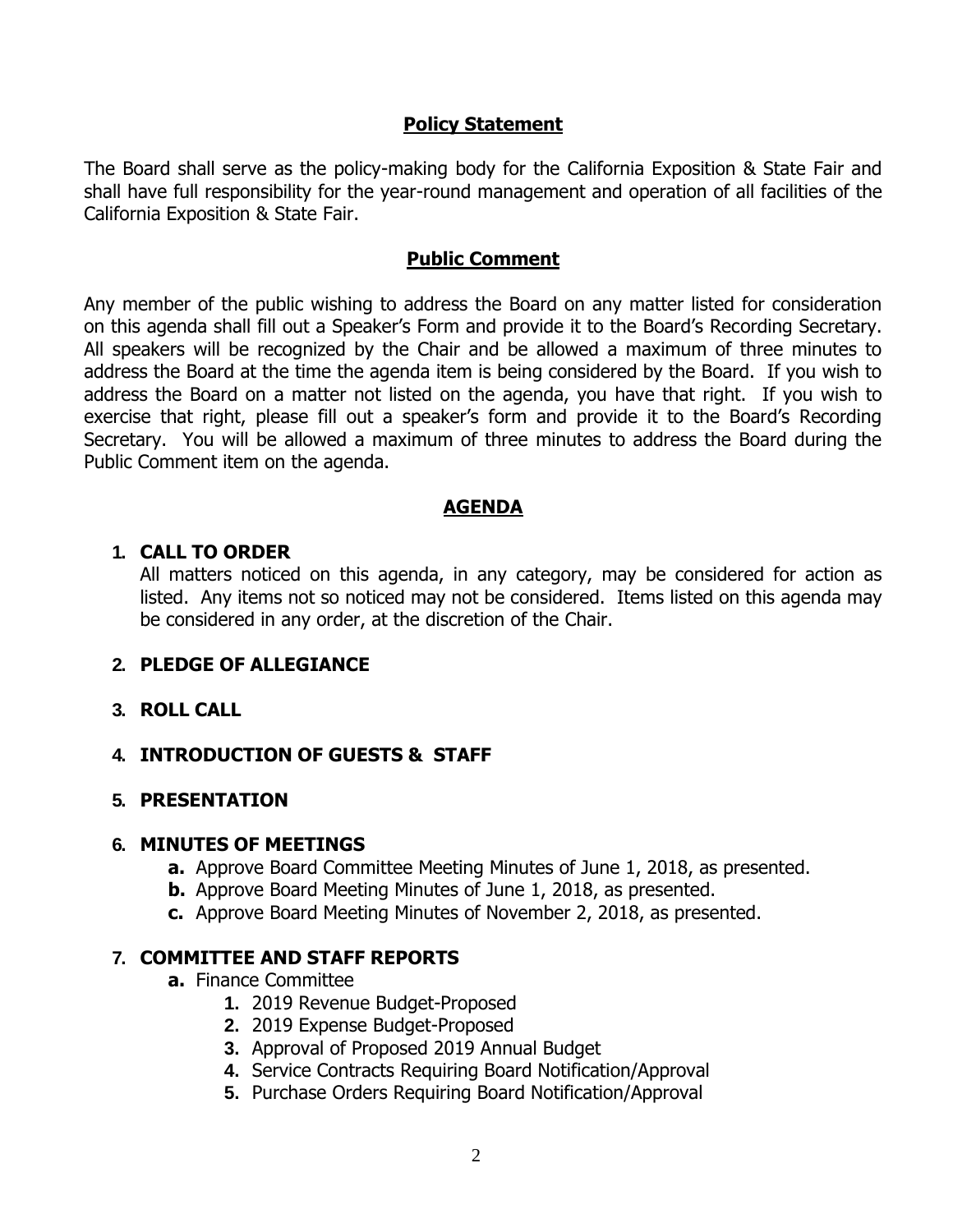## Policy Statement

The Board shall serve as the policy-making body for the California Exposition & State Fair and shall have full responsibility for the year-round management and operation of all facilities of the California Exposition & State Fair.

## Public Comment

Any member of the public wishing to address the Board on any matter listed for consideration on this agenda shall fill out a Speaker's Form and provide it to the Board's Recording Secretary. All speakers will be recognized by the Chair and be allowed a maximum of three minutes to address the Board at the time the agenda item is being considered by the Board. If you wish to address the Board on a matter not listed on the agenda, you have that right. If you wish to exercise that right, please fill out a speaker's form and provide it to the Board's Recording Secretary. You will be allowed a maximum of three minutes to address the Board during the Public Comment item on the agenda.

## AGENDA

1. **CALL TO ORDER**
   All matters noticed on this agenda, in any category, may be considered for action as listed. Any items not so noticed may not be considered. Items listed on this agenda may be considered in any order, at the discretion of the Chair.

2. **PLEDGE OF ALLEGIANCE**

3. **ROLL CALL**

4. **INTRODUCTION OF GUESTS & STAFF**

5. **PRESENTATION**

6. **MINUTES OF MEETINGS**
   - **a.** Approve Board Committee Meeting Minutes of June 1, 2018, as presented.
   - **b.** Approve Board Meeting Minutes of June 1, 2018, as presented.
   - **c.** Approve Board Meeting Minutes of November 2, 2018, as presented.

7. **COMMITTEE AND STAFF REPORTS**
   - **a.** Finance Committee
     1. 2019 Revenue Budget-Proposed
     2. 2019 Expense Budget-Proposed
     3. Approval of Proposed 2019 Annual Budget
     4. Service Contracts Requiring Board Notification/Approval
     5. Purchase Orders Requiring Board Notification/Approval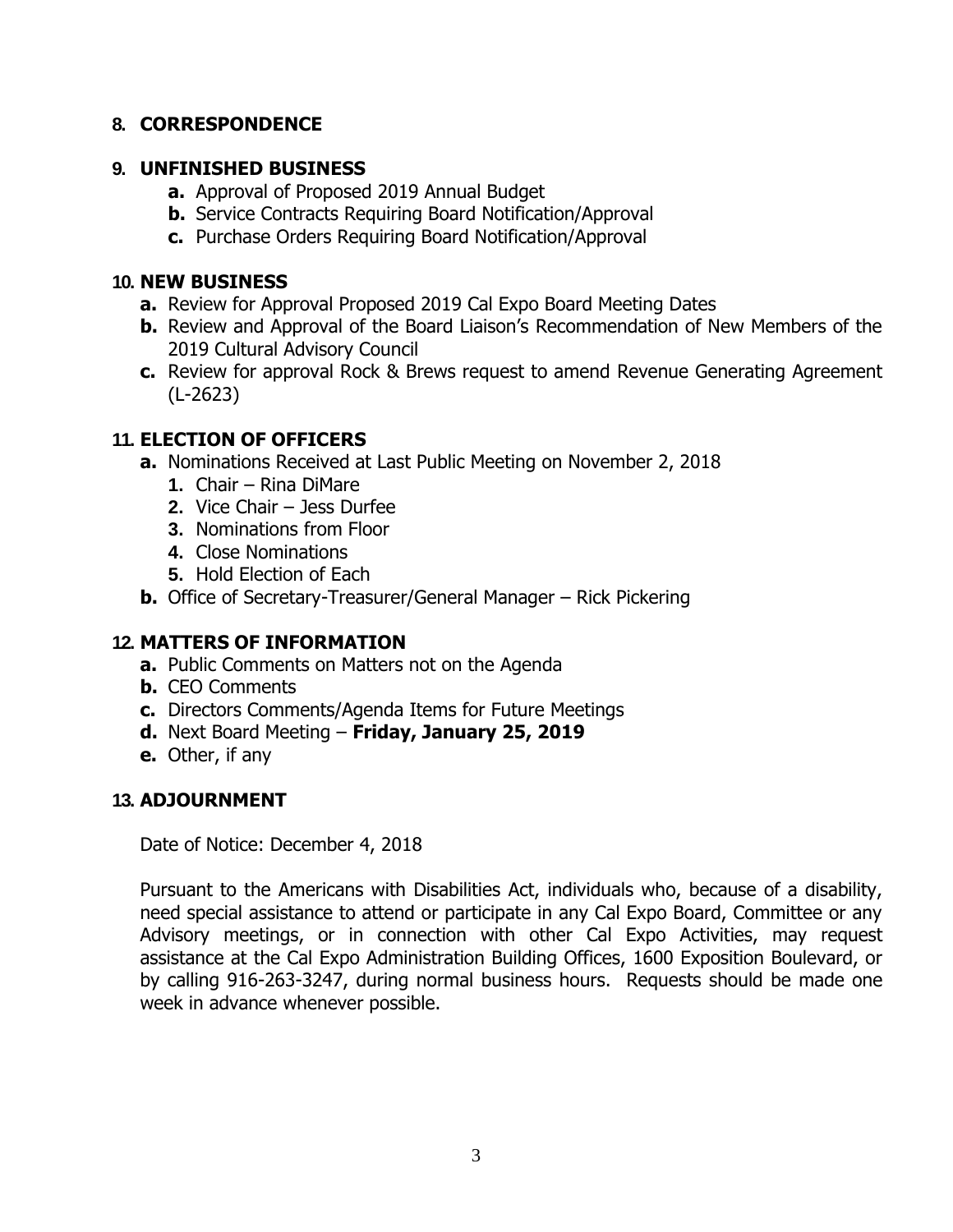**8. CORRESPONDENCE**

**9. UNFINISHED BUSINESS**

- **a.** Approval of Proposed 2019 Annual Budget
- **b.** Service Contracts Requiring Board Notification/Approval
- **c.** Purchase Orders Requiring Board Notification/Approval

**10. NEW BUSINESS**

- **a.** Review for Approval Proposed 2019 Cal Expo Board Meeting Dates
- **b.** Review and Approval of the Board Liaison's Recommendation of New Members of the 2019 Cultural Advisory Council
- **c.** Review for approval Rock & Brews request to amend Revenue Generating Agreement (L-2623)

**11. ELECTION OF OFFICERS**

- **a.** Nominations Received at Last Public Meeting on November 2, 2018
  1. Chair – Rina DiMare
  2. Vice Chair – Jess Durfee
  3. Nominations from Floor
  4. Close Nominations
  5. Hold Election of Each
- **b.** Office of Secretary-Treasurer/General Manager – Rick Pickering

**12. MATTERS OF INFORMATION**

- **a.** Public Comments on Matters not on the Agenda
- **b.** CEO Comments
- **c.** Directors Comments/Agenda Items for Future Meetings
- **d.** Next Board Meeting – **Friday, January 25, 2019**
- **e.** Other, if any

**13. ADJOURNMENT**

Date of Notice: December 4, 2018

Pursuant to the Americans with Disabilities Act, individuals who, because of a disability, need special assistance to attend or participate in any Cal Expo Board, Committee or any Advisory meetings, or in connection with other Cal Expo Activities, may request assistance at the Cal Expo Administration Building Offices, 1600 Exposition Boulevard, or by calling 916-263-3247, during normal business hours. Requests should be made one week in advance whenever possible.